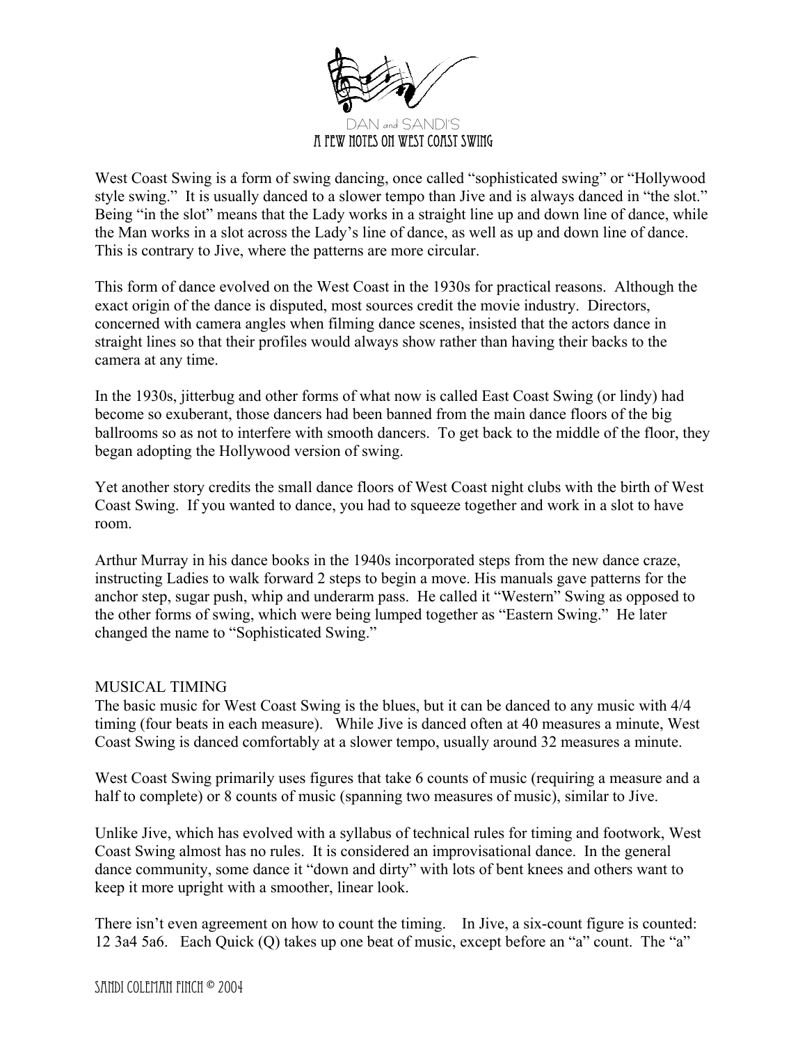DAN and SANDI'S

# A FEW NOTES ON WEST COAST SWING

West Coast Swing is a form of swing dancing, once called "sophisticated swing" or "Hollywood style swing." It is usually danced to a slower tempo than Jive and is always danced in "the slot." Being "in the slot" means that the Lady works in a straight line up and down line of dance, while the Man works in a slot across the Lady's line of dance, as well as up and down line of dance. This is contrary to Jive, where the patterns are more circular.

This form of dance evolved on the West Coast in the 1930s for practical reasons. Although the exact origin of the dance is disputed, most sources credit the movie industry. Directors, concerned with camera angles when filming dance scenes, insisted that the actors dance in straight lines so that their profiles would always show rather than having their backs to the camera at any time.

In the 1930s, jitterbug and other forms of what now is called East Coast Swing (or lindy) had become so exuberant, those dancers had been banned from the main dance floors of the big ballrooms so as not to interfere with smooth dancers. To get back to the middle of the floor, they began adopting the Hollywood version of swing.

Yet another story credits the small dance floors of West Coast night clubs with the birth of West Coast Swing. If you wanted to dance, you had to squeeze together and work in a slot to have room.

Arthur Murray in his dance books in the 1940s incorporated steps from the new dance craze, instructing Ladies to walk forward 2 steps to begin a move. His manuals gave patterns for the anchor step, sugar push, whip and underarm pass. He called it "Western" Swing as opposed to the other forms of swing, which were being lumped together as "Eastern Swing." He later changed the name to "Sophisticated Swing."

## MUSICAL TIMING

The basic music for West Coast Swing is the blues, but it can be danced to any music with 4/4 timing (four beats in each measure). While Jive is danced often at 40 measures a minute, West Coast Swing is danced comfortably at a slower tempo, usually around 32 measures a minute.

West Coast Swing primarily uses figures that take 6 counts of music (requiring a measure and a half to complete) or 8 counts of music (spanning two measures of music), similar to Jive.

Unlike Jive, which has evolved with a syllabus of technical rules for timing and footwork, West Coast Swing almost has no rules. It is considered an improvisational dance. In the general dance community, some dance it "down and dirty" with lots of bent knees and others want to keep it more upright with a smoother, linear look.

There isn't even agreement on how to count the timing. In Jive, a six-count figure is counted: 12 3a4 5a6. Each Quick (Q) takes up one beat of music, except before an "a" count. The "a"

SANDI COLEMAN FINCH © 2004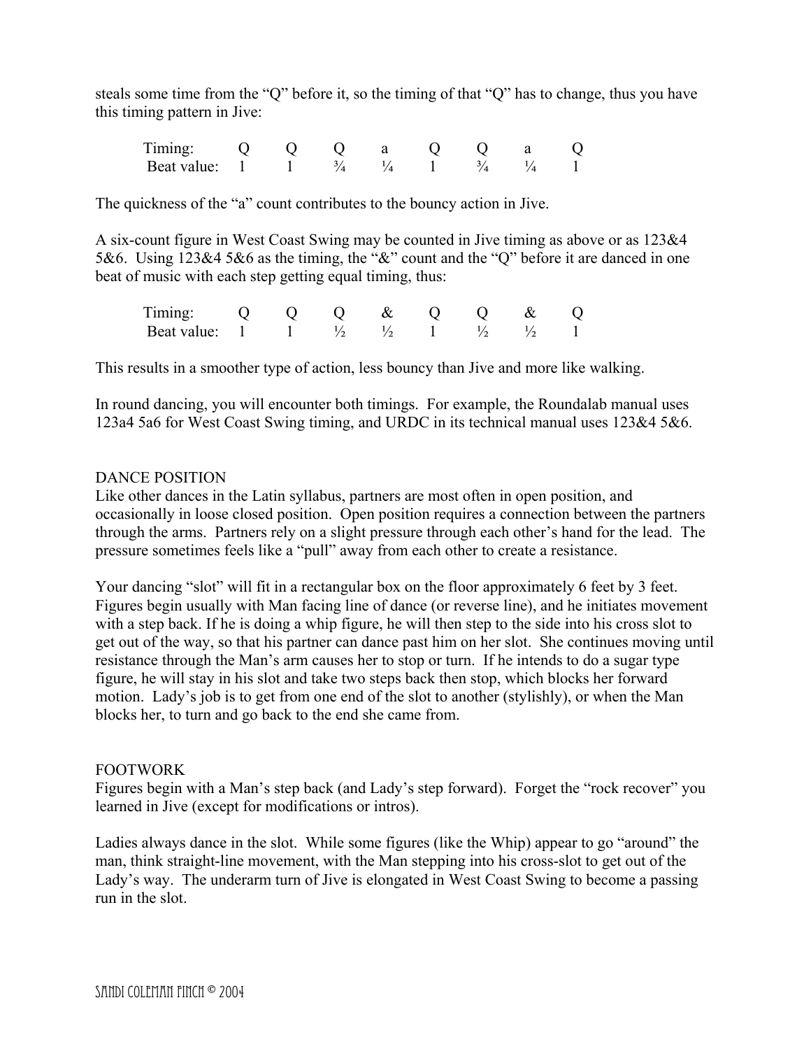steals some time from the "Q" before it, so the timing of that "Q" has to change, thus you have this timing pattern in Jive:

| Timing: | Q | Q | Q | a | Q | Q | a | Q |
|---|---|---|---|---|---|---|---|---|
| Beat value: | 1 | 1 | ¾ | ¼ | 1 | ¾ | ¼ | 1 |

The quickness of the "a" count contributes to the bouncy action in Jive.

A six-count figure in West Coast Swing may be counted in Jive timing as above or as 123&4 5&6. Using 123&4 5&6 as the timing, the "&" count and the "Q" before it are danced in one beat of music with each step getting equal timing, thus:

| Timing: | Q | Q | Q | & | Q | Q | & | Q |
|---|---|---|---|---|---|---|---|---|
| Beat value: | 1 | 1 | ½ | ½ | 1 | ½ | ½ | 1 |

This results in a smoother type of action, less bouncy than Jive and more like walking.

In round dancing, you will encounter both timings. For example, the Roundalab manual uses 123a4 5a6 for West Coast Swing timing, and URDC in its technical manual uses 123&4 5&6.

## DANCE POSITION

Like other dances in the Latin syllabus, partners are most often in open position, and occasionally in loose closed position. Open position requires a connection between the partners through the arms. Partners rely on a slight pressure through each other's hand for the lead. The pressure sometimes feels like a "pull" away from each other to create a resistance.

Your dancing "slot" will fit in a rectangular box on the floor approximately 6 feet by 3 feet. Figures begin usually with Man facing line of dance (or reverse line), and he initiates movement with a step back. If he is doing a whip figure, he will then step to the side into his cross slot to get out of the way, so that his partner can dance past him on her slot. She continues moving until resistance through the Man's arm causes her to stop or turn. If he intends to do a sugar type figure, he will stay in his slot and take two steps back then stop, which blocks her forward motion. Lady's job is to get from one end of the slot to another (stylishly), or when the Man blocks her, to turn and go back to the end she came from.

## FOOTWORK

Figures begin with a Man's step back (and Lady's step forward). Forget the "rock recover" you learned in Jive (except for modifications or intros).

Ladies always dance in the slot. While some figures (like the Whip) appear to go "around" the man, think straight-line movement, with the Man stepping into his cross-slot to get out of the Lady's way. The underarm turn of Jive is elongated in West Coast Swing to become a passing run in the slot.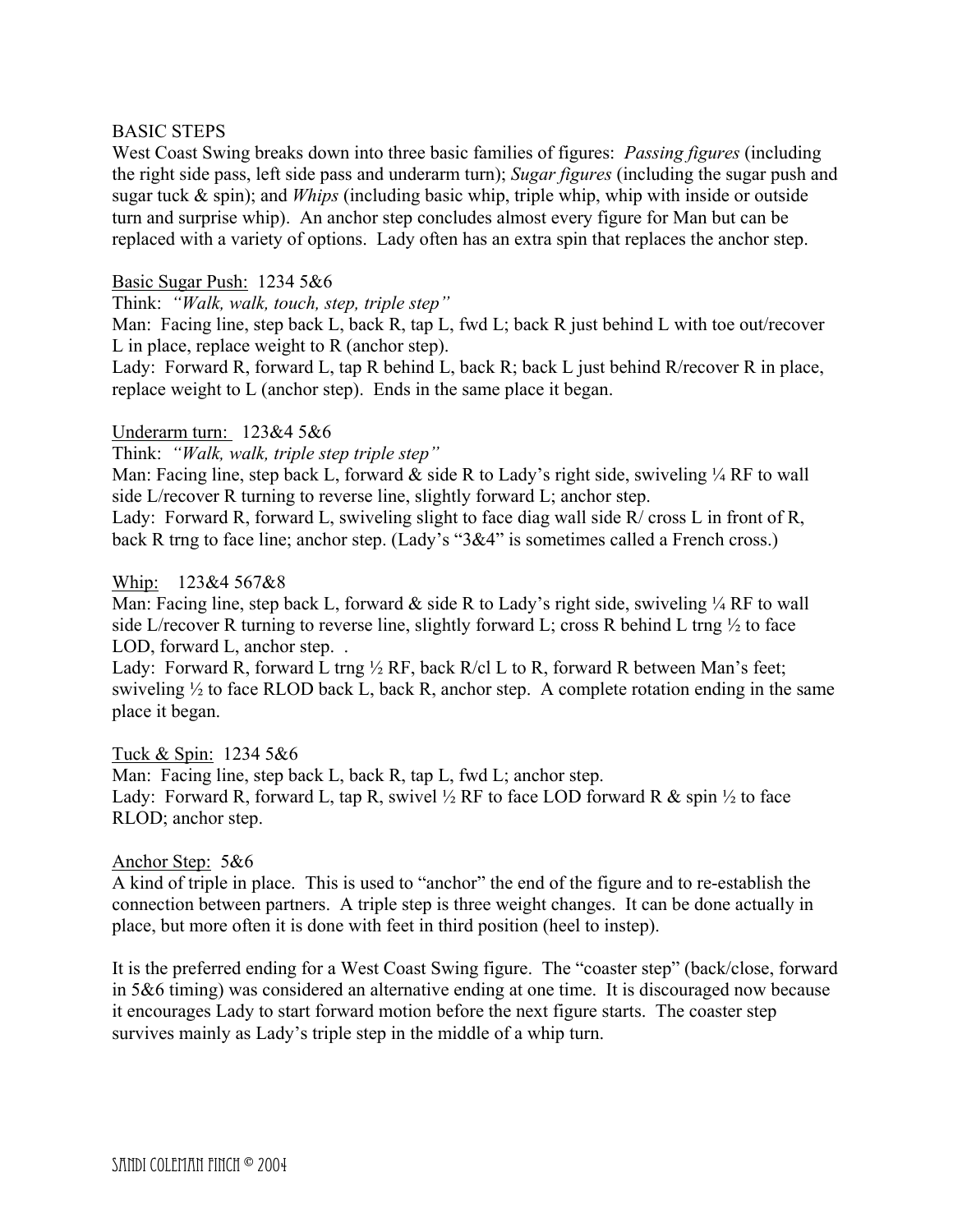BASIC STEPS

West Coast Swing breaks down into three basic families of figures: *Passing figures* (including the right side pass, left side pass and underarm turn); *Sugar figures* (including the sugar push and sugar tuck & spin); and *Whips* (including basic whip, triple whip, whip with inside or outside turn and surprise whip). An anchor step concludes almost every figure for Man but can be replaced with a variety of options. Lady often has an extra spin that replaces the anchor step.

Basic Sugar Push: 1234 5&6

Think: *"Walk, walk, touch, step, triple step"*

Man: Facing line, step back L, back R, tap L, fwd L; back R just behind L with toe out/recover L in place, replace weight to R (anchor step).

Lady: Forward R, forward L, tap R behind L, back R; back L just behind R/recover R in place, replace weight to L (anchor step). Ends in the same place it began.

Underarm turn: 123&4 5&6

Think: *"Walk, walk, triple step triple step"*

Man: Facing line, step back L, forward & side R to Lady's right side, swiveling ¼ RF to wall side L/recover R turning to reverse line, slightly forward L; anchor step.

Lady: Forward R, forward L, swiveling slight to face diag wall side R/ cross L in front of R, back R trng to face line; anchor step. (Lady's "3&4" is sometimes called a French cross.)

Whip: 123&4 567&8

Man: Facing line, step back L, forward & side R to Lady's right side, swiveling ¼ RF to wall side L/recover R turning to reverse line, slightly forward L; cross R behind L trng ½ to face LOD, forward L, anchor step. .

Lady: Forward R, forward L trng ½ RF, back R/cl L to R, forward R between Man's feet; swiveling ½ to face RLOD back L, back R, anchor step. A complete rotation ending in the same place it began.

Tuck & Spin: 1234 5&6

Man: Facing line, step back L, back R, tap L, fwd L; anchor step.

Lady: Forward R, forward L, tap R, swivel ½ RF to face LOD forward R & spin ½ to face RLOD; anchor step.

Anchor Step: 5&6

A kind of triple in place. This is used to "anchor" the end of the figure and to re-establish the connection between partners. A triple step is three weight changes. It can be done actually in place, but more often it is done with feet in third position (heel to instep).

It is the preferred ending for a West Coast Swing figure. The "coaster step" (back/close, forward in 5&6 timing) was considered an alternative ending at one time. It is discouraged now because it encourages Lady to start forward motion before the next figure starts. The coaster step survives mainly as Lady's triple step in the middle of a whip turn.

Sandi Coleman Finch © 2004